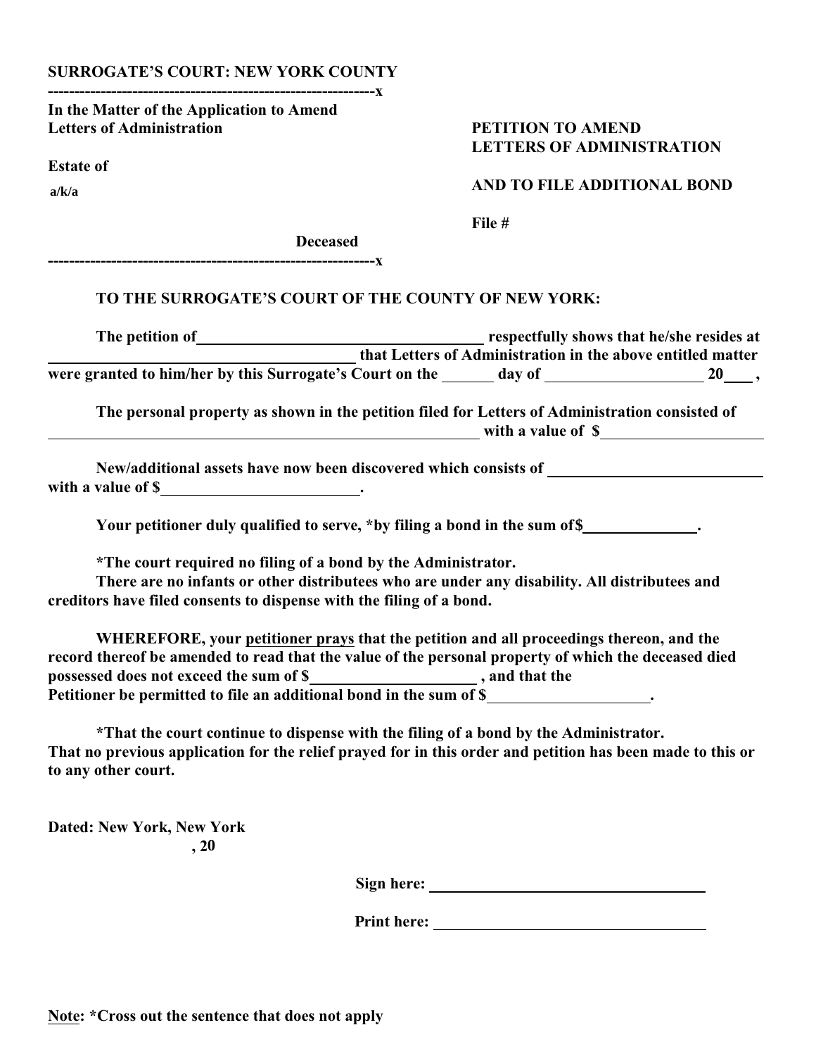**SURROGATE'S COURT: NEW YORK COUNTY**

**------------------------------------------------------------x**

**In the Matter of the Application to Amend Letters of Administration**

**Estate of**

**a/k/a**

**Deceased**

**------------------------------------------------------------x**

**PETITION TO AMEND LETTERS OF ADMINISTRATION**

**AND TO FILE ADDITIONAL BOND**

**File #**

**TO THE SURROGATE'S COURT OF THE COUNTY OF NEW YORK:**

**The petition of \_\_\_\_\_\_\_\_\_\_\_\_\_\_\_\_\_\_\_\_\_\_\_\_\_\_\_\_\_\_\_\_\_\_ respectfully shows that he/she resides at \_\_\_\_\_\_\_\_\_\_\_\_\_\_\_\_\_\_\_\_\_\_\_\_\_\_\_\_\_\_\_\_\_\_\_\_ that Letters of Administration in the above entitled matter were granted to him/her by this Surrogate's Court on the \_\_\_\_\_\_ day of \_\_\_\_\_\_\_\_\_\_\_\_\_\_\_\_\_\_ 20\_\_\_ ,**

**The personal property as shown in the petition filed for Letters of Administration consisted of \_\_\_\_\_\_\_\_\_\_\_\_\_\_\_\_\_\_\_\_\_\_\_\_\_\_\_\_\_\_\_\_\_\_\_\_\_\_\_\_\_\_\_\_\_\_\_\_\_\_\_\_\_\_ with a value of $\_\_\_\_\_\_\_\_\_\_\_\_\_\_\_\_\_\_\_\_**

**New/additional assets have now been discovered which consists of \_\_\_\_\_\_\_\_\_\_\_\_\_\_\_\_\_\_\_\_\_\_\_\_\_\_\_ with a value of $\_\_\_\_\_\_\_\_\_\_\_\_\_\_\_\_\_\_\_\_\_\_\_\_.**

**Your petitioner duly qualified to serve, \*by filing a bond in the sum of$\_\_\_\_\_\_\_\_\_\_\_\_\_\_.**

**\*The court required no filing of a bond by the Administrator.**
**There are no infants or other distributees who are under any disability. All distributees and creditors have filed consents to dispense with the filing of a bond.**

**WHEREFORE, your <u>petitioner prays</u> that the petition and all proceedings thereon, and the record thereof be amended to read that the value of the personal property of which the deceased died possessed does not exceed the sum of $\_\_\_\_\_\_\_\_\_\_\_\_\_\_\_\_\_\_\_\_ , and that the Petitioner be permitted to file an additional bond in the sum of $\_\_\_\_\_\_\_\_\_\_\_\_\_\_\_\_\_\_\_\_.**

**\*That the court continue to dispense with the filing of a bond by the Administrator.**
**That no previous application for the relief prayed for in this order and petition has been made to this or to any other court.**

**Dated: New York, New York**
**, 20**

**Sign here: \_\_\_\_\_\_\_\_\_\_\_\_\_\_\_\_\_\_\_\_\_\_\_\_\_\_\_\_\_\_\_\_\_\_\_\_**

**Print here: \_\_\_\_\_\_\_\_\_\_\_\_\_\_\_\_\_\_\_\_\_\_\_\_\_\_\_\_\_\_\_\_\_\_\_\_**

**<u>Note</u>: \*Cross out the sentence that does not apply**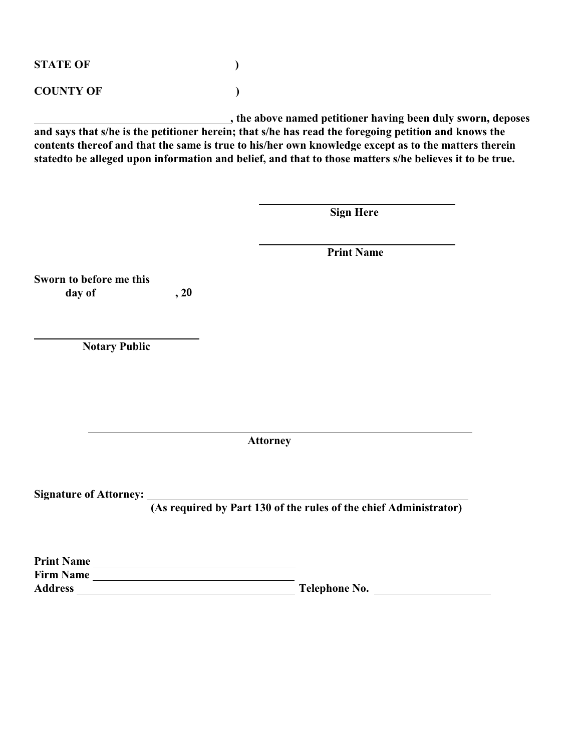**STATE OF )**

**COUNTY OF )**

**\_\_\_\_\_\_\_\_\_\_\_\_\_\_\_\_\_\_\_\_\_\_\_\_\_\_\_\_\_\_\_\_\_\_\_, the above named petitioner having been duly sworn, deposes and says that s/he is the petitioner herein; that s/he has read the foregoing petition and knows the contents thereof and that the same is true to his/her own knowledge except as to the matters therein statedto be alleged upon information and belief, and that to those matters s/he believes it to be true.**

\_\_\_\_\_\_\_\_\_\_\_\_\_\_\_\_\_\_\_\_\_\_\_\_\_\_\_\_\_\_\_\_\_\_\_\_
**Sign Here**

\_\_\_\_\_\_\_\_\_\_\_\_\_\_\_\_\_\_\_\_\_\_\_\_\_\_\_\_\_\_\_\_\_\_\_\_
**Print Name**

**Sworn to before me this**
**day of , 20**

\_\_\_\_\_\_\_\_\_\_\_\_\_\_\_\_\_\_\_\_\_\_\_\_\_\_\_\_\_\_
**Notary Public**

\_\_\_\_\_\_\_\_\_\_\_\_\_\_\_\_\_\_\_\_\_\_\_\_\_\_\_\_\_\_\_\_\_\_\_\_\_\_\_\_\_\_\_\_\_\_\_\_\_\_\_\_\_\_\_\_\_\_\_\_\_\_\_\_\_\_\_\_
**Attorney**

**Signature of Attorney:** \_\_\_\_\_\_\_\_\_\_\_\_\_\_\_\_\_\_\_\_\_\_\_\_\_\_\_\_\_\_\_\_\_\_\_\_\_\_\_\_\_\_\_\_\_\_\_\_\_\_\_\_\_\_\_\_
**(As required by Part 130 of the rules of the chief Administrator)**

**Print Name** \_\_\_\_\_\_\_\_\_\_\_\_\_\_\_\_\_\_\_\_\_\_\_\_\_\_\_\_\_\_\_\_\_\_\_\_
**Firm Name** \_\_\_\_\_\_\_\_\_\_\_\_\_\_\_\_\_\_\_\_\_\_\_\_\_\_\_\_\_\_\_\_\_\_\_\_
**Address** \_\_\_\_\_\_\_\_\_\_\_\_\_\_\_\_\_\_\_\_\_\_\_\_\_\_\_\_\_\_\_\_\_\_\_\_\_\_\_\_ **Telephone No.** \_\_\_\_\_\_\_\_\_\_\_\_\_\_\_\_\_\_\_\_\_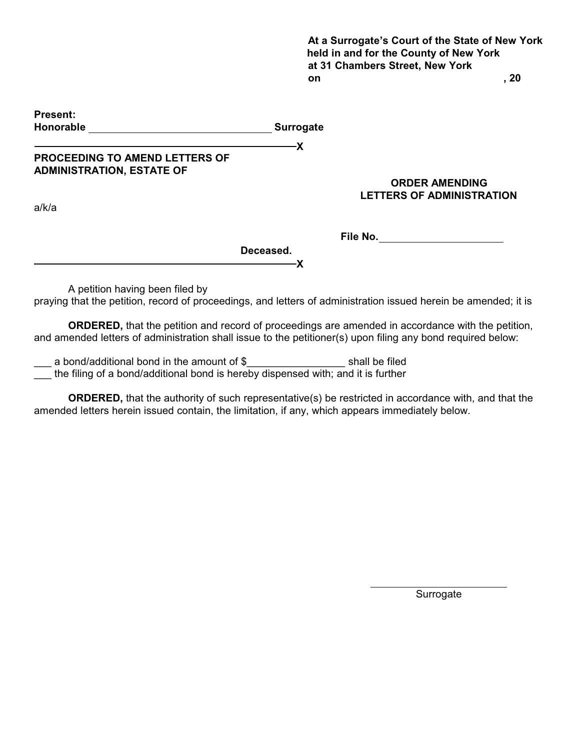**At a Surrogate's Court of the State of New York**
**held in and for the County of New York**
**at 31 Chambers Street, New York**
**on \_\_\_\_\_\_\_\_\_\_\_\_\_\_\_\_\_\_\_\_\_\_\_\_\_\_\_\_\_\_, 20**

**Present:**
**Honorable \_\_\_\_\_\_\_\_\_\_\_\_\_\_\_\_\_\_\_\_\_\_\_\_\_\_\_\_\_\_ Surrogate**

---X

**PROCEEDING TO AMEND LETTERS OF ADMINISTRATION, ESTATE OF**

a/k/a

**Deceased.**

---X

**ORDER AMENDING LETTERS OF ADMINISTRATION**

**File No.** \_\_\_\_\_\_\_\_\_\_\_\_\_\_\_\_\_\_\_\_

A petition having been filed by
praying that the petition, record of proceedings, and letters of administration issued herein be amended; it is

**ORDERED,** that the petition and record of proceedings are amended in accordance with the petition, and amended letters of administration shall issue to the petitioner(s) upon filing any bond required below:

___ a bond/additional bond in the amount of $________________ shall be filed
___ the filing of a bond/additional bond is hereby dispensed with; and it is further

**ORDERED,** that the authority of such representative(s) be restricted in accordance with, and that the amended letters herein issued contain, the limitation, if any, which appears immediately below.

\_\_\_\_\_\_\_\_\_\_\_\_\_\_\_\_\_\_\_\_\_\_\_\_\_\_\_\_\_\_
Surrogate